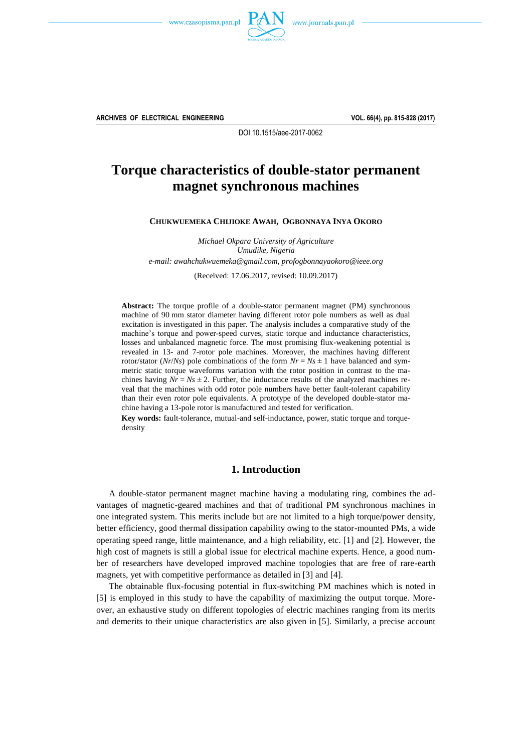DOI 10.1515/aee-2017-0062

# Torque characteristics of double-stator permanent magnet synchronous machines

**CHUKWUEMEKA CHIJIOKE AWAH, OGBONNAYA INYA OKORO**

*Michael Okpara University of Agriculture*
*Umudike, Nigeria*
*e-mail: awahchukwuemeka@gmail.com, profogbonnayaokoro@ieee.org*

(Received: 17.06.2017, revised: 10.09.2017)

**Abstract:** The torque profile of a double-stator permanent magnet (PM) synchronous machine of 90 mm stator diameter having different rotor pole numbers as well as dual excitation is investigated in this paper. The analysis includes a comparative study of the machine's torque and power-speed curves, static torque and inductance characteristics, losses and unbalanced magnetic force. The most promising flux-weakening potential is revealed in 13- and 7-rotor pole machines. Moreover, the machines having different rotor/stator ($Nr/Ns$) pole combinations of the form $Nr = Ns \pm 1$ have balanced and symmetric static torque waveforms variation with the rotor position in contrast to the machines having $Nr = Ns \pm 2$. Further, the inductance results of the analyzed machines reveal that the machines with odd rotor pole numbers have better fault-tolerant capability than their even rotor pole equivalents. A prototype of the developed double-stator machine having a 13-pole rotor is manufactured and tested for verification.

**Key words:** fault-tolerance, mutual-and self-inductance, power, static torque and torque-density

## 1. Introduction

A double-stator permanent magnet machine having a modulating ring, combines the advantages of magnetic-geared machines and that of traditional PM synchronous machines in one integrated system. This merits include but are not limited to a high torque/power density, better efficiency, good thermal dissipation capability owing to the stator-mounted PMs, a wide operating speed range, little maintenance, and a high reliability, etc. [1] and [2]. However, the high cost of magnets is still a global issue for electrical machine experts. Hence, a good number of researchers have developed improved machine topologies that are free of rare-earth magnets, yet with competitive performance as detailed in [3] and [4].

The obtainable flux-focusing potential in flux-switching PM machines which is noted in [5] is employed in this study to have the capability of maximizing the output torque. Moreover, an exhaustive study on different topologies of electric machines ranging from its merits and demerits to their unique characteristics are also given in [5]. Similarly, a precise account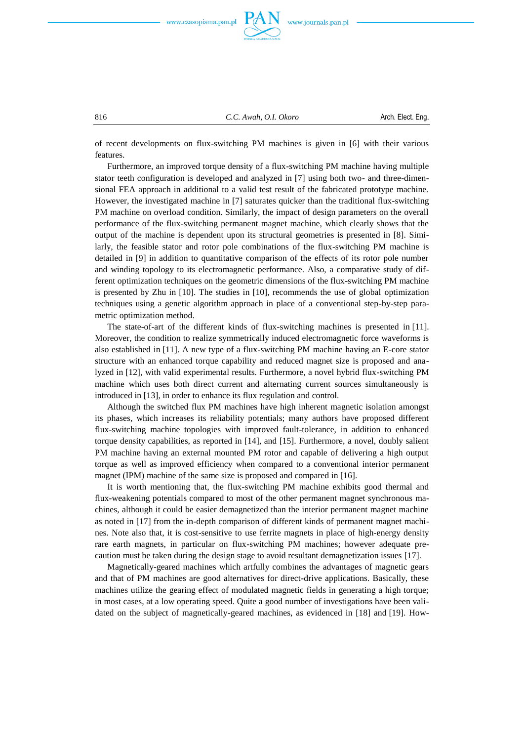of recent developments on flux-switching PM machines is given in [6] with their various features.

Furthermore, an improved torque density of a flux-switching PM machine having multiple stator teeth configuration is developed and analyzed in [7] using both two- and three-dimensional FEA approach in additional to a valid test result of the fabricated prototype machine. However, the investigated machine in [7] saturates quicker than the traditional flux-switching PM machine on overload condition. Similarly, the impact of design parameters on the overall performance of the flux-switching permanent magnet machine, which clearly shows that the output of the machine is dependent upon its structural geometries is presented in [8]. Similarly, the feasible stator and rotor pole combinations of the flux-switching PM machine is detailed in [9] in addition to quantitative comparison of the effects of its rotor pole number and winding topology to its electromagnetic performance. Also, a comparative study of different optimization techniques on the geometric dimensions of the flux-switching PM machine is presented by Zhu in [10]. The studies in [10], recommends the use of global optimization techniques using a genetic algorithm approach in place of a conventional step-by-step parametric optimization method.

The state-of-art of the different kinds of flux-switching machines is presented in [11]. Moreover, the condition to realize symmetrically induced electromagnetic force waveforms is also established in [11]. A new type of a flux-switching PM machine having an E-core stator structure with an enhanced torque capability and reduced magnet size is proposed and analyzed in [12], with valid experimental results. Furthermore, a novel hybrid flux-switching PM machine which uses both direct current and alternating current sources simultaneously is introduced in [13], in order to enhance its flux regulation and control.

Although the switched flux PM machines have high inherent magnetic isolation amongst its phases, which increases its reliability potentials; many authors have proposed different flux-switching machine topologies with improved fault-tolerance, in addition to enhanced torque density capabilities, as reported in [14], and [15]. Furthermore, a novel, doubly salient PM machine having an external mounted PM rotor and capable of delivering a high output torque as well as improved efficiency when compared to a conventional interior permanent magnet (IPM) machine of the same size is proposed and compared in [16].

It is worth mentioning that, the flux-switching PM machine exhibits good thermal and flux-weakening potentials compared to most of the other permanent magnet synchronous machines, although it could be easier demagnetized than the interior permanent magnet machine as noted in [17] from the in-depth comparison of different kinds of permanent magnet machines. Note also that, it is cost-sensitive to use ferrite magnets in place of high-energy density rare earth magnets, in particular on flux-switching PM machines; however adequate precaution must be taken during the design stage to avoid resultant demagnetization issues [17].

Magnetically-geared machines which artfully combines the advantages of magnetic gears and that of PM machines are good alternatives for direct-drive applications. Basically, these machines utilize the gearing effect of modulated magnetic fields in generating a high torque; in most cases, at a low operating speed. Quite a good number of investigations have been validated on the subject of magnetically-geared machines, as evidenced in [18] and [19]. How-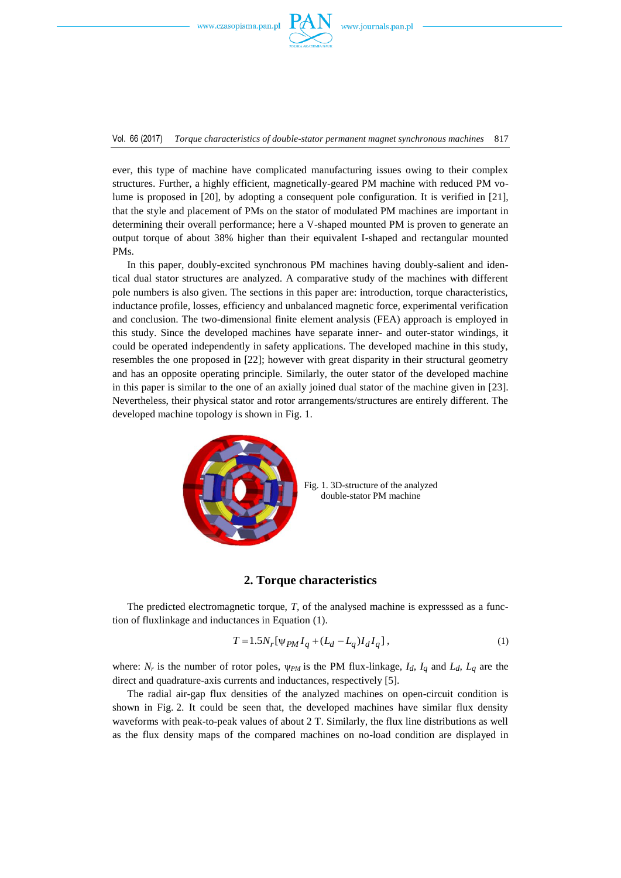ever, this type of machine have complicated manufacturing issues owing to their complex structures. Further, a highly efficient, magnetically-geared PM machine with reduced PM volume is proposed in [20], by adopting a consequent pole configuration. It is verified in [21], that the style and placement of PMs on the stator of modulated PM machines are important in determining their overall performance; here a V-shaped mounted PM is proven to generate an output torque of about 38% higher than their equivalent I-shaped and rectangular mounted PMs.

In this paper, doubly-excited synchronous PM machines having doubly-salient and identical dual stator structures are analyzed. A comparative study of the machines with different pole numbers is also given. The sections in this paper are: introduction, torque characteristics, inductance profile, losses, efficiency and unbalanced magnetic force, experimental verification and conclusion. The two-dimensional finite element analysis (FEA) approach is employed in this study. Since the developed machines have separate inner- and outer-stator windings, it could be operated independently in safety applications. The developed machine in this study, resembles the one proposed in [22]; however with great disparity in their structural geometry and has an opposite operating principle. Similarly, the outer stator of the developed machine in this paper is similar to the one of an axially joined dual stator of the machine given in [23]. Nevertheless, their physical stator and rotor arrangements/structures are entirely different. The developed machine topology is shown in Fig. 1.

Fig. 1. 3D-structure of the analyzed double-stator PM machine

## 2. Torque characteristics

The predicted electromagnetic torque, $T$, of the analysed machine is expresssed as a function of fluxlinkage and inductances in Equation (1).

$$T = 1.5N_r[\psi_{PM} I_q + (L_d - L_q) I_d I_q], \tag{1}$$

where: $N_r$ is the number of rotor poles, $\psi_{PM}$ is the PM flux-linkage, $I_d$, $I_q$ and $L_d$, $L_q$ are the direct and quadrature-axis currents and inductances, respectively [5].

The radial air-gap flux densities of the analyzed machines on open-circuit condition is shown in Fig. 2. It could be seen that, the developed machines have similar flux density waveforms with peak-to-peak values of about 2 T. Similarly, the flux line distributions as well as the flux density maps of the compared machines on no-load condition are displayed in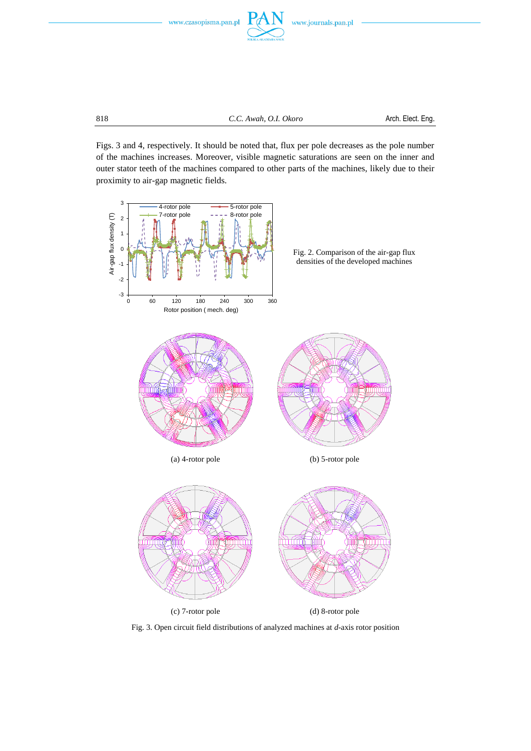Figs. 3 and 4, respectively. It should be noted that, flux per pole decreases as the pole number of the machines increases. Moreover, visible magnetic saturations are seen on the inner and outer stator teeth of the machines compared to other parts of the machines, likely due to their proximity to air-gap magnetic fields.

Fig. 2. Comparison of the air-gap flux densities of the developed machines

(a) 4-rotor pole

(b) 5-rotor pole

(c) 7-rotor pole

(d) 8-rotor pole

Fig. 3. Open circuit field distributions of analyzed machines at *d*-axis rotor position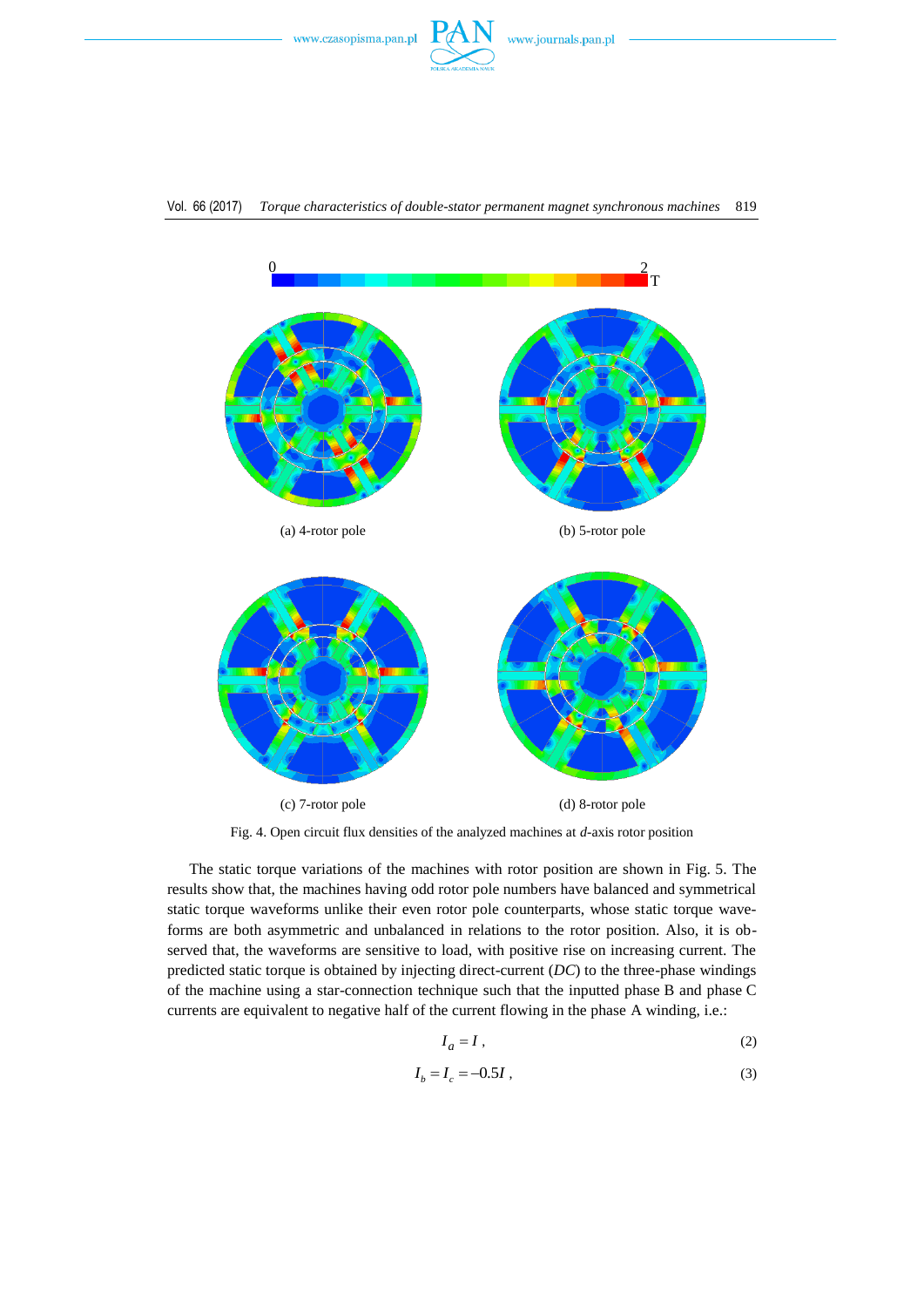(a) 4-rotor pole

(b) 5-rotor pole

(c) 7-rotor pole

(d) 8-rotor pole

Fig. 4. Open circuit flux densities of the analyzed machines at *d*-axis rotor position

The static torque variations of the machines with rotor position are shown in Fig. 5. The results show that, the machines having odd rotor pole numbers have balanced and symmetrical static torque waveforms unlike their even rotor pole counterparts, whose static torque waveforms are both asymmetric and unbalanced in relations to the rotor position. Also, it is observed that, the waveforms are sensitive to load, with positive rise on increasing current. The predicted static torque is obtained by injecting direct-current (*DC*) to the three-phase windings of the machine using a star-connection technique such that the inputted phase B and phase C currents are equivalent to negative half of the current flowing in the phase A winding, i.e.:

$$I_a = I, \tag{2}$$

$$I_b = I_c = -0.5I, \tag{3}$$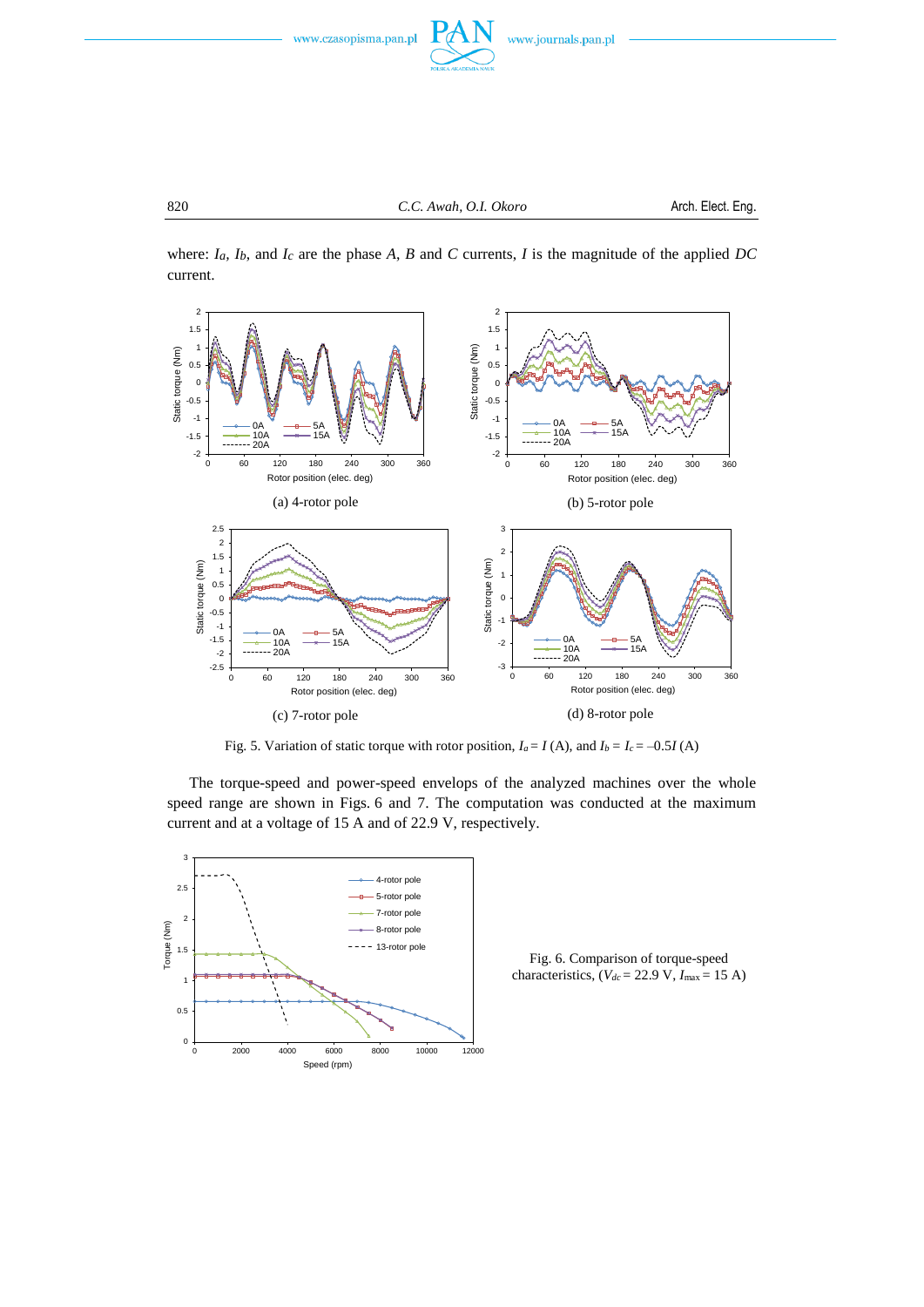where: $I_a$, $I_b$, and $I_c$ are the phase $A$, $B$ and $C$ currents, $I$ is the magnitude of the applied $DC$ current.

(a) 4-rotor pole

(b) 5-rotor pole

(c) 7-rotor pole

(d) 8-rotor pole

Fig. 5. Variation of static torque with rotor position, $I_a = I$ (A), and $I_b = I_c = -0.5I$ (A)

The torque-speed and power-speed envelops of the analyzed machines over the whole speed range are shown in Figs. 6 and 7. The computation was conducted at the maximum current and at a voltage of 15 A and of 22.9 V, respectively.

Fig. 6. Comparison of torque-speed characteristics, ($V_{dc}$ = 22.9 V, $I_{max}$ = 15 A)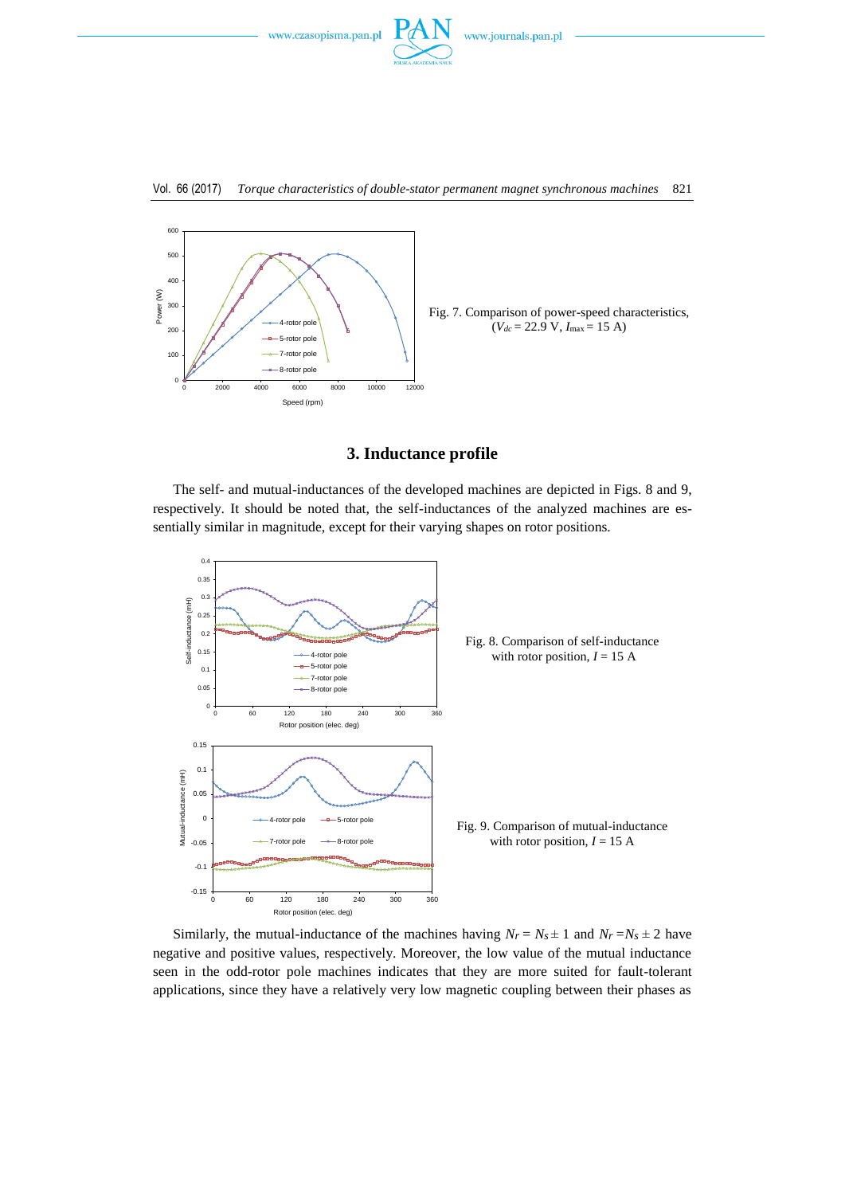Fig. 7. Comparison of power-speed characteristics, ($V_{dc}$ = 22.9 V, $I_{\max}$ = 15 A)

## 3. Inductance profile

The self- and mutual-inductances of the developed machines are depicted in Figs. 8 and 9, respectively. It should be noted that, the self-inductances of the analyzed machines are essentially similar in magnitude, except for their varying shapes on rotor positions.

Fig. 8. Comparison of self-inductance with rotor position, $I$ = 15 A

Fig. 9. Comparison of mutual-inductance with rotor position, $I$ = 15 A

Similarly, the mutual-inductance of the machines having $N_r = N_s \pm 1$ and $N_r = N_s \pm 2$ have negative and positive values, respectively. Moreover, the low value of the mutual inductance seen in the odd-rotor pole machines indicates that they are more suited for fault-tolerant applications, since they have a relatively very low magnetic coupling between their phases as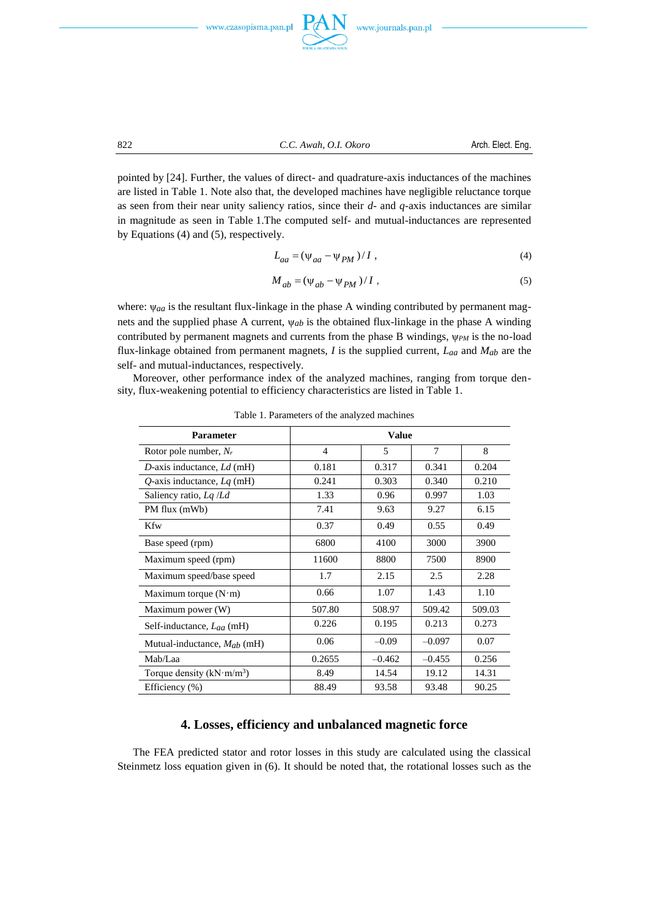pointed by [24]. Further, the values of direct- and quadrature-axis inductances of the machines are listed in Table 1. Note also that, the developed machines have negligible reluctance torque as seen from their near unity saliency ratios, since their $d$- and $q$-axis inductances are similar in magnitude as seen in Table 1.The computed self- and mutual-inductances are represented by Equations (4) and (5), respectively.

$$L_{aa} = (\psi_{aa} - \psi_{PM})/I\,, \tag{4}$$

$$M_{ab} = (\psi_{ab} - \psi_{PM})/I\,, \tag{5}$$

where: $\psi_{aa}$ is the resultant flux-linkage in the phase A winding contributed by permanent magnets and the supplied phase A current, $\psi_{ab}$ is the obtained flux-linkage in the phase A winding contributed by permanent magnets and currents from the phase B windings, $\psi_{PM}$ is the no-load flux-linkage obtained from permanent magnets, $I$ is the supplied current, $L_{aa}$ and $M_{ab}$ are the self- and mutual-inductances, respectively.

Moreover, other performance index of the analyzed machines, ranging from torque density, flux-weakening potential to efficiency characteristics are listed in Table 1.

Table 1. Parameters of the analyzed machines

| Parameter | Value | | | |
|---|---|---|---|---|
| Rotor pole number, $N_r$ | 4 | 5 | 7 | 8 |
| *D*-axis inductance, *Ld* (mH) | 0.181 | 0.317 | 0.341 | 0.204 |
| *Q*-axis inductance, *Lq* (mH) | 0.241 | 0.303 | 0.340 | 0.210 |
| Saliency ratio, *Lq* /*Ld* | 1.33 | 0.96 | 0.997 | 1.03 |
| PM flux (mWb) | 7.41 | 9.63 | 9.27 | 6.15 |
| Kfw | 0.37 | 0.49 | 0.55 | 0.49 |
| Base speed (rpm) | 6800 | 4100 | 3000 | 3900 |
| Maximum speed (rpm) | 11600 | 8800 | 7500 | 8900 |
| Maximum speed/base speed | 1.7 | 2.15 | 2.5 | 2.28 |
| Maximum torque (N·m) | 0.66 | 1.07 | 1.43 | 1.10 |
| Maximum power (W) | 507.80 | 508.97 | 509.42 | 509.03 |
| Self-inductance, $L_{aa}$ (mH) | 0.226 | 0.195 | 0.213 | 0.273 |
| Mutual-inductance, $M_{ab}$ (mH) | 0.06 | –0.09 | –0.097 | 0.07 |
| Mab/Laa | 0.2655 | –0.462 | –0.455 | 0.256 |
| Torque density (kN·m/m$^3$) | 8.49 | 14.54 | 19.12 | 14.31 |
| Efficiency (%) | 88.49 | 93.58 | 93.48 | 90.25 |

## 4. Losses, efficiency and unbalanced magnetic force

The FEA predicted stator and rotor losses in this study are calculated using the classical Steinmetz loss equation given in (6). It should be noted that, the rotational losses such as the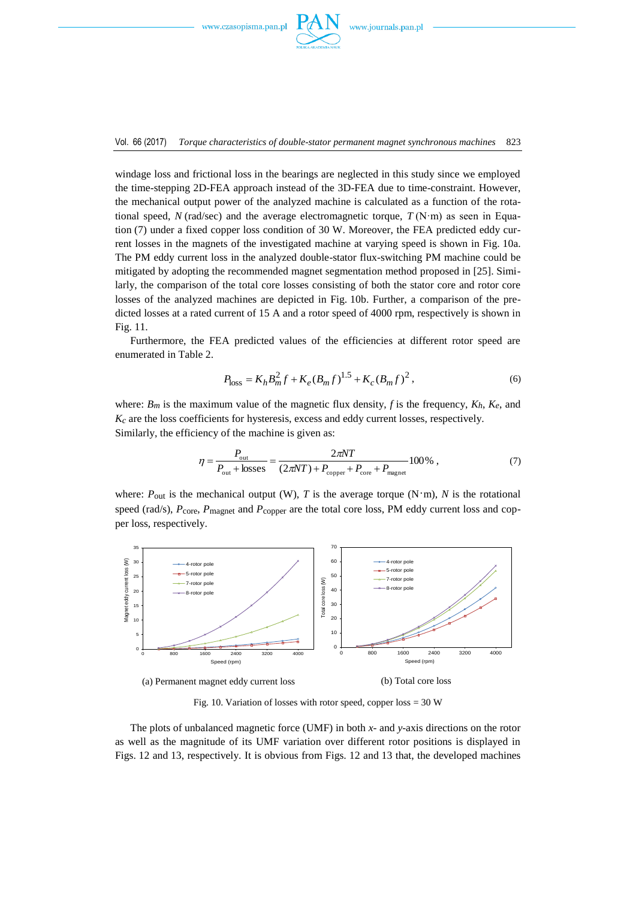windage loss and frictional loss in the bearings are neglected in this study since we employed the time-stepping 2D-FEA approach instead of the 3D-FEA due to time-constraint. However, the mechanical output power of the analyzed machine is calculated as a function of the rotational speed, $N$ (rad/sec) and the average electromagnetic torque, $T$ (N·m) as seen in Equation (7) under a fixed copper loss condition of 30 W. Moreover, the FEA predicted eddy current losses in the magnets of the investigated machine at varying speed is shown in Fig. 10a. The PM eddy current loss in the analyzed double-stator flux-switching PM machine could be mitigated by adopting the recommended magnet segmentation method proposed in [25]. Similarly, the comparison of the total core losses consisting of both the stator core and rotor core losses of the analyzed machines are depicted in Fig. 10b. Further, a comparison of the predicted losses at a rated current of 15 A and a rotor speed of 4000 rpm, respectively is shown in Fig. 11.

Furthermore, the FEA predicted values of the efficiencies at different rotor speed are enumerated in Table 2.

$$P_{\text{loss}} = K_h B_m^2 f + K_e (B_m f)^{1.5} + K_c (B_m f)^2 , \tag{6}$$

where: $B_m$ is the maximum value of the magnetic flux density, $f$ is the frequency, $K_h$, $K_e$, and $K_c$ are the loss coefficients for hysteresis, excess and eddy current losses, respectively.
Similarly, the efficiency of the machine is given as:

$$\eta = \frac{P_{\text{out}}}{P_{\text{out}} + \text{losses}} = \frac{2\pi NT}{(2\pi NT) + P_{\text{copper}} + P_{\text{core}} + P_{\text{magnet}}} 100\% , \tag{7}$$

where: $P_{\text{out}}$ is the mechanical output (W), $T$ is the average torque (N·m), $N$ is the rotational speed (rad/s), $P_{\text{core}}$, $P_{\text{magnet}}$ and $P_{\text{copper}}$ are the total core loss, PM eddy current loss and copper loss, respectively.

(a) Permanent magnet eddy current loss

(b) Total core loss

Fig. 10. Variation of losses with rotor speed, copper loss = 30 W

The plots of unbalanced magnetic force (UMF) in both $x$- and $y$-axis directions on the rotor as well as the magnitude of its UMF variation over different rotor positions is displayed in Figs. 12 and 13, respectively. It is obvious from Figs. 12 and 13 that, the developed machines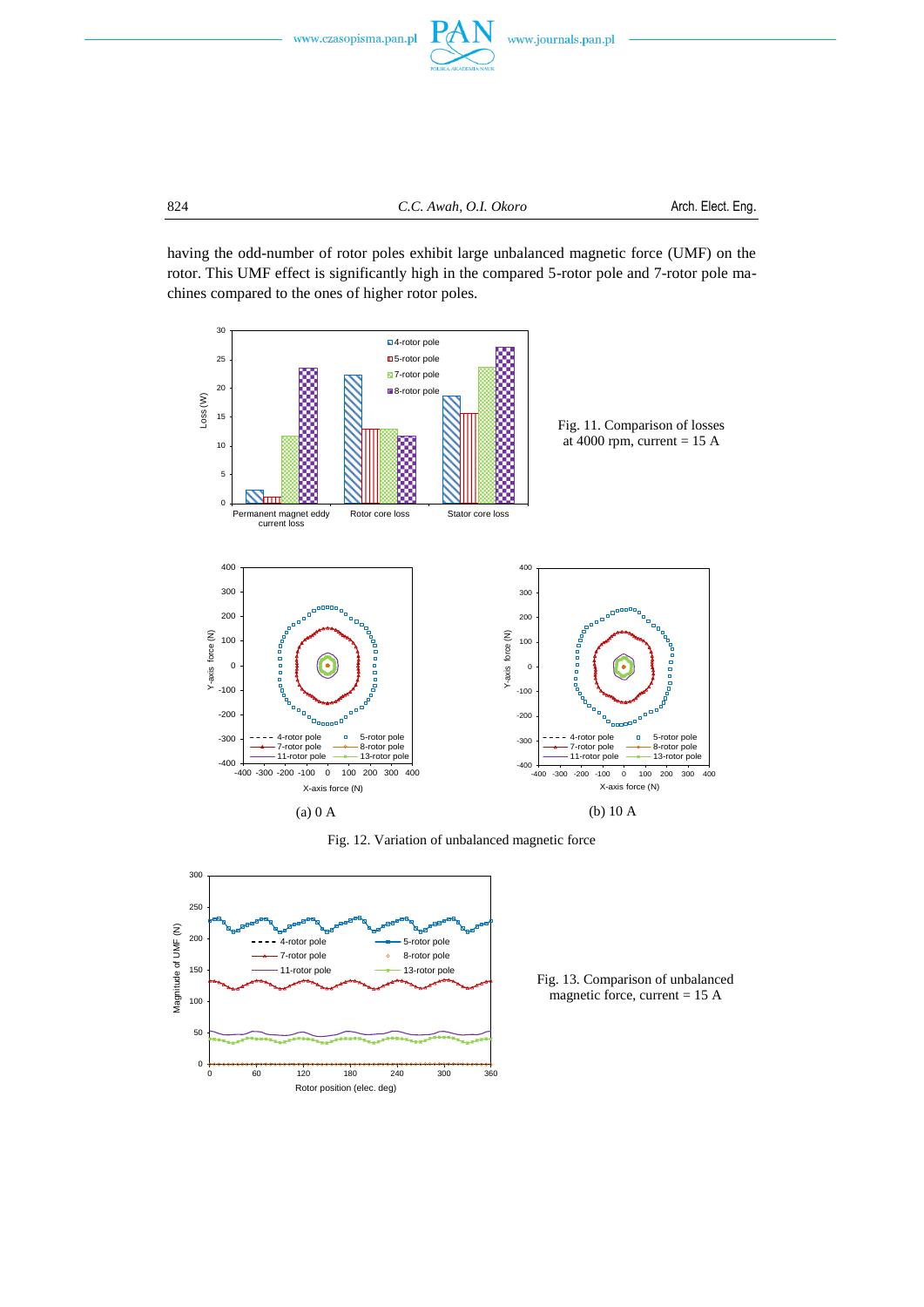having the odd-number of rotor poles exhibit large unbalanced magnetic force (UMF) on the rotor. This UMF effect is significantly high in the compared 5-rotor pole and 7-rotor pole machines compared to the ones of higher rotor poles.

Fig. 11. Comparison of losses at 4000 rpm, current = 15 A

(a) 0 A

(b) 10 A

Fig. 12. Variation of unbalanced magnetic force

Fig. 13. Comparison of unbalanced magnetic force, current = 15 A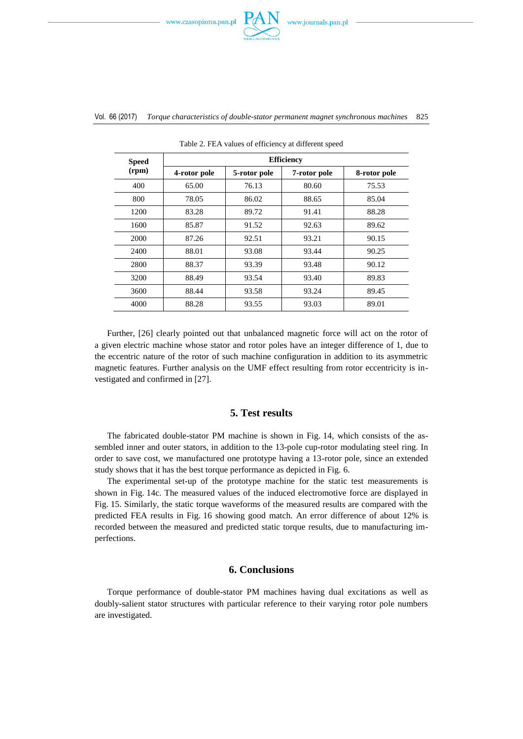Table 2. FEA values of efficiency at different speed

| Speed (rpm) | Efficiency | | | |
|---|---|---|---|---|
| | 4-rotor pole | 5-rotor pole | 7-rotor pole | 8-rotor pole |
| 400 | 65.00 | 76.13 | 80.60 | 75.53 |
| 800 | 78.05 | 86.02 | 88.65 | 85.04 |
| 1200 | 83.28 | 89.72 | 91.41 | 88.28 |
| 1600 | 85.87 | 91.52 | 92.63 | 89.62 |
| 2000 | 87.26 | 92.51 | 93.21 | 90.15 |
| 2400 | 88.01 | 93.08 | 93.44 | 90.25 |
| 2800 | 88.37 | 93.39 | 93.48 | 90.12 |
| 3200 | 88.49 | 93.54 | 93.40 | 89.83 |
| 3600 | 88.44 | 93.58 | 93.24 | 89.45 |
| 4000 | 88.28 | 93.55 | 93.03 | 89.01 |

Further, [26] clearly pointed out that unbalanced magnetic force will act on the rotor of a given electric machine whose stator and rotor poles have an integer difference of 1, due to the eccentric nature of the rotor of such machine configuration in addition to its asymmetric magnetic features. Further analysis on the UMF effect resulting from rotor eccentricity is investigated and confirmed in [27].

## 5. Test results

The fabricated double-stator PM machine is shown in Fig. 14, which consists of the assembled inner and outer stators, in addition to the 13-pole cup-rotor modulating steel ring. In order to save cost, we manufactured one prototype having a 13-rotor pole, since an extended study shows that it has the best torque performance as depicted in Fig. 6.

The experimental set-up of the prototype machine for the static test measurements is shown in Fig. 14c. The measured values of the induced electromotive force are displayed in Fig. 15. Similarly, the static torque waveforms of the measured results are compared with the predicted FEA results in Fig. 16 showing good match. An error difference of about 12% is recorded between the measured and predicted static torque results, due to manufacturing imperfections.

## 6. Conclusions

Torque performance of double-stator PM machines having dual excitations as well as doubly-salient stator structures with particular reference to their varying rotor pole numbers are investigated.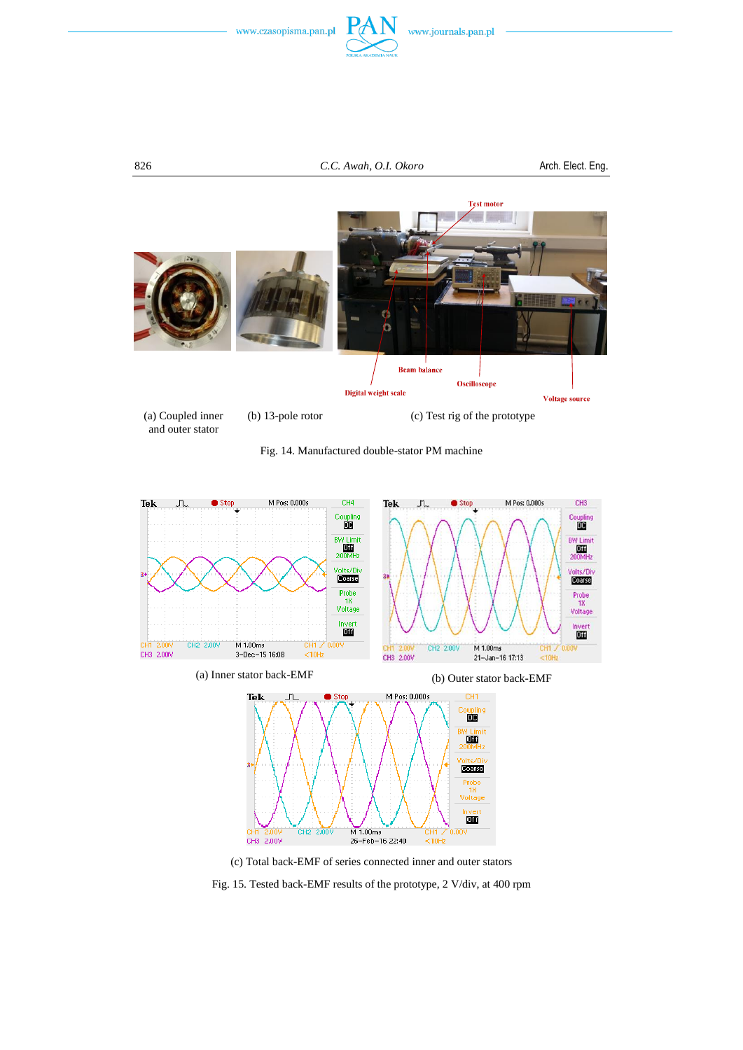(a) Coupled inner and outer stator

(b) 13-pole rotor

(c) Test rig of the prototype

Fig. 14. Manufactured double-stator PM machine

(a) Inner stator back-EMF

(b) Outer stator back-EMF

(c) Total back-EMF of series connected inner and outer stators

Fig. 15. Tested back-EMF results of the prototype, 2 V/div, at 400 rpm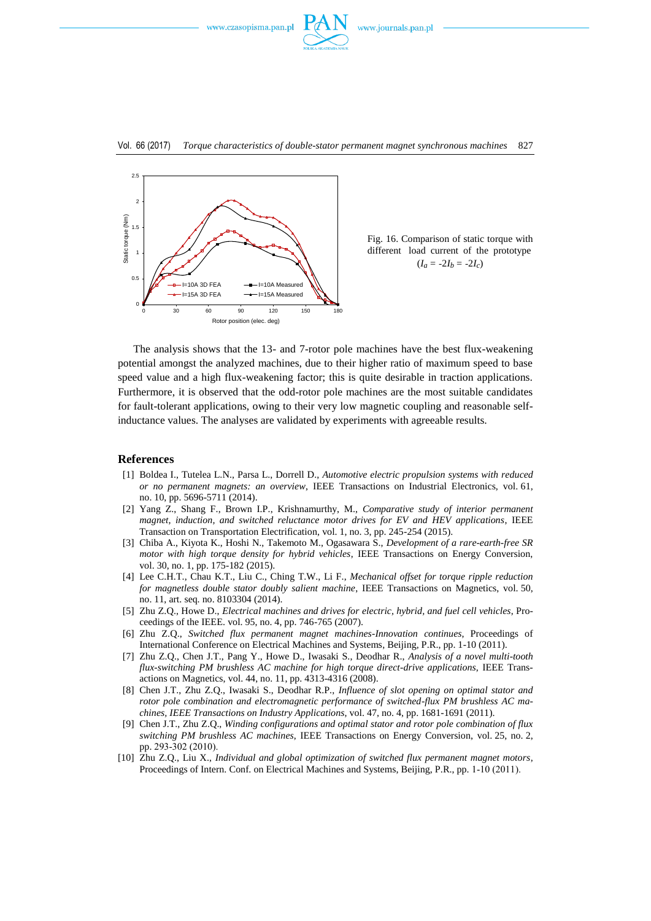Fig. 16. Comparison of static torque with different load current of the prototype ($I_a = -2I_b = -2I_c$)

The analysis shows that the 13- and 7-rotor pole machines have the best flux-weakening potential amongst the analyzed machines, due to their higher ratio of maximum speed to base speed value and a high flux-weakening factor; this is quite desirable in traction applications. Furthermore, it is observed that the odd-rotor pole machines are the most suitable candidates for fault-tolerant applications, owing to their very low magnetic coupling and reasonable self-inductance values. The analyses are validated by experiments with agreeable results.

## References

[1] Boldea I., Tutelea L.N., Parsa L., Dorrell D., *Automotive electric propulsion systems with reduced or no permanent magnets: an overview*, IEEE Transactions on Industrial Electronics, vol. 61, no. 10, pp. 5696-5711 (2014).

[2] Yang Z., Shang F., Brown I.P., Krishnamurthy, M., *Comparative study of interior permanent magnet, induction, and switched reluctance motor drives for EV and HEV applications*, IEEE Transaction on Transportation Electrification, vol. 1, no. 3, pp. 245-254 (2015).

[3] Chiba A., Kiyota K., Hoshi N., Takemoto M., Ogasawara S., *Development of a rare-earth-free SR motor with high torque density for hybrid vehicles*, IEEE Transactions on Energy Conversion, vol. 30, no. 1, pp. 175-182 (2015).

[4] Lee C.H.T., Chau K.T., Liu C., Ching T.W., Li F., *Mechanical offset for torque ripple reduction for magnetless double stator doubly salient machine*, IEEE Transactions on Magnetics, vol. 50, no. 11, art. seq. no. 8103304 (2014).

[5] Zhu Z.Q., Howe D., *Electrical machines and drives for electric, hybrid, and fuel cell vehicles*, Proceedings of the IEEE. vol. 95, no. 4, pp. 746-765 (2007).

[6] Zhu Z.Q., *Switched flux permanent magnet machines-Innovation continues*, Proceedings of International Conference on Electrical Machines and Systems, Beijing, P.R., pp. 1-10 (2011).

[7] Zhu Z.Q., Chen J.T., Pang Y., Howe D., Iwasaki S., Deodhar R., *Analysis of a novel multi-tooth flux-switching PM brushless AC machine for high torque direct-drive applications*, IEEE Transactions on Magnetics, vol. 44, no. 11, pp. 4313-4316 (2008).

[8] Chen J.T., Zhu Z.Q., Iwasaki S., Deodhar R.P., *Influence of slot opening on optimal stator and rotor pole combination and electromagnetic performance of switched-flux PM brushless AC machines, IEEE Transactions on Industry Applications*, vol. 47, no. 4, pp. 1681-1691 (2011).

[9] Chen J.T., Zhu Z.Q., *Winding configurations and optimal stator and rotor pole combination of flux switching PM brushless AC machines*, IEEE Transactions on Energy Conversion, vol. 25, no. 2, pp. 293-302 (2010).

[10] Zhu Z.Q., Liu X., *Individual and global optimization of switched flux permanent magnet motors*, Proceedings of Intern. Conf. on Electrical Machines and Systems, Beijing, P.R., pp. 1-10 (2011).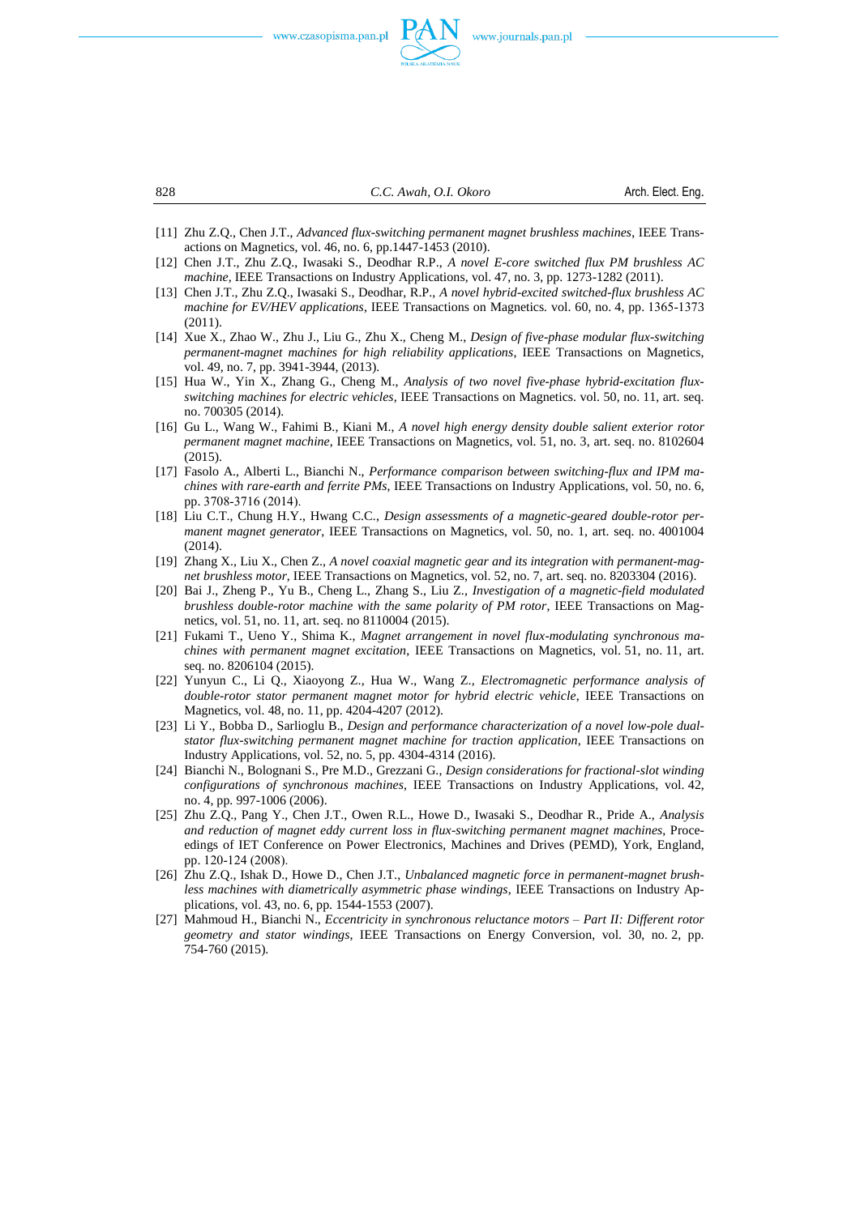[11] Zhu Z.Q., Chen J.T., *Advanced flux-switching permanent magnet brushless machines*, IEEE Transactions on Magnetics, vol. 46, no. 6, pp.1447-1453 (2010).

[12] Chen J.T., Zhu Z.Q., Iwasaki S., Deodhar R.P., *A novel E-core switched flux PM brushless AC machine*, IEEE Transactions on Industry Applications, vol. 47, no. 3, pp. 1273-1282 (2011).

[13] Chen J.T., Zhu Z.Q., Iwasaki S., Deodhar, R.P., *A novel hybrid-excited switched-flux brushless AC machine for EV/HEV applications*, IEEE Transactions on Magnetics. vol. 60, no. 4, pp. 1365-1373 (2011).

[14] Xue X., Zhao W., Zhu J., Liu G., Zhu X., Cheng M., *Design of five-phase modular flux-switching permanent-magnet machines for high reliability applications*, IEEE Transactions on Magnetics, vol. 49, no. 7, pp. 3941-3944, (2013).

[15] Hua W., Yin X., Zhang G., Cheng M., *Analysis of two novel five-phase hybrid-excitation flux-switching machines for electric vehicles*, IEEE Transactions on Magnetics. vol. 50, no. 11, art. seq. no. 700305 (2014).

[16] Gu L., Wang W., Fahimi B., Kiani M., *A novel high energy density double salient exterior rotor permanent magnet machine*, IEEE Transactions on Magnetics, vol. 51, no. 3, art. seq. no. 8102604 (2015).

[17] Fasolo A., Alberti L., Bianchi N., *Performance comparison between switching-flux and IPM machines with rare-earth and ferrite PMs*, IEEE Transactions on Industry Applications, vol. 50, no. 6, pp. 3708-3716 (2014).

[18] Liu C.T., Chung H.Y., Hwang C.C., *Design assessments of a magnetic-geared double-rotor permanent magnet generator*, IEEE Transactions on Magnetics, vol. 50, no. 1, art. seq. no. 4001004 (2014).

[19] Zhang X., Liu X., Chen Z., *A novel coaxial magnetic gear and its integration with permanent-magnet brushless motor*, IEEE Transactions on Magnetics, vol. 52, no. 7, art. seq. no. 8203304 (2016).

[20] Bai J., Zheng P., Yu B., Cheng L., Zhang S., Liu Z., *Investigation of a magnetic-field modulated brushless double-rotor machine with the same polarity of PM rotor*, IEEE Transactions on Magnetics, vol. 51, no. 11, art. seq. no 8110004 (2015).

[21] Fukami T., Ueno Y., Shima K., *Magnet arrangement in novel flux-modulating synchronous machines with permanent magnet excitation*, IEEE Transactions on Magnetics, vol. 51, no. 11, art. seq. no. 8206104 (2015).

[22] Yunyun C., Li Q., Xiaoyong Z., Hua W., Wang Z., *Electromagnetic performance analysis of double-rotor stator permanent magnet motor for hybrid electric vehicle*, IEEE Transactions on Magnetics, vol. 48, no. 11, pp. 4204-4207 (2012).

[23] Li Y., Bobba D., Sarlioglu B., *Design and performance characterization of a novel low-pole dual-stator flux-switching permanent magnet machine for traction application*, IEEE Transactions on Industry Applications, vol. 52, no. 5, pp. 4304-4314 (2016).

[24] Bianchi N., Bolognani S., Pre M.D., Grezzani G., *Design considerations for fractional-slot winding configurations of synchronous machines*, IEEE Transactions on Industry Applications, vol. 42, no. 4, pp. 997-1006 (2006).

[25] Zhu Z.Q., Pang Y., Chen J.T., Owen R.L., Howe D., Iwasaki S., Deodhar R., Pride A., *Analysis and reduction of magnet eddy current loss in flux-switching permanent magnet machines*, Proceedings of IET Conference on Power Electronics, Machines and Drives (PEMD), York, England, pp. 120-124 (2008).

[26] Zhu Z.Q., Ishak D., Howe D., Chen J.T., *Unbalanced magnetic force in permanent-magnet brushless machines with diametrically asymmetric phase windings*, IEEE Transactions on Industry Applications, vol. 43, no. 6, pp. 1544-1553 (2007).

[27] Mahmoud H., Bianchi N., *Eccentricity in synchronous reluctance motors – Part II: Different rotor geometry and stator windings*, IEEE Transactions on Energy Conversion, vol. 30, no. 2, pp. 754-760 (2015).